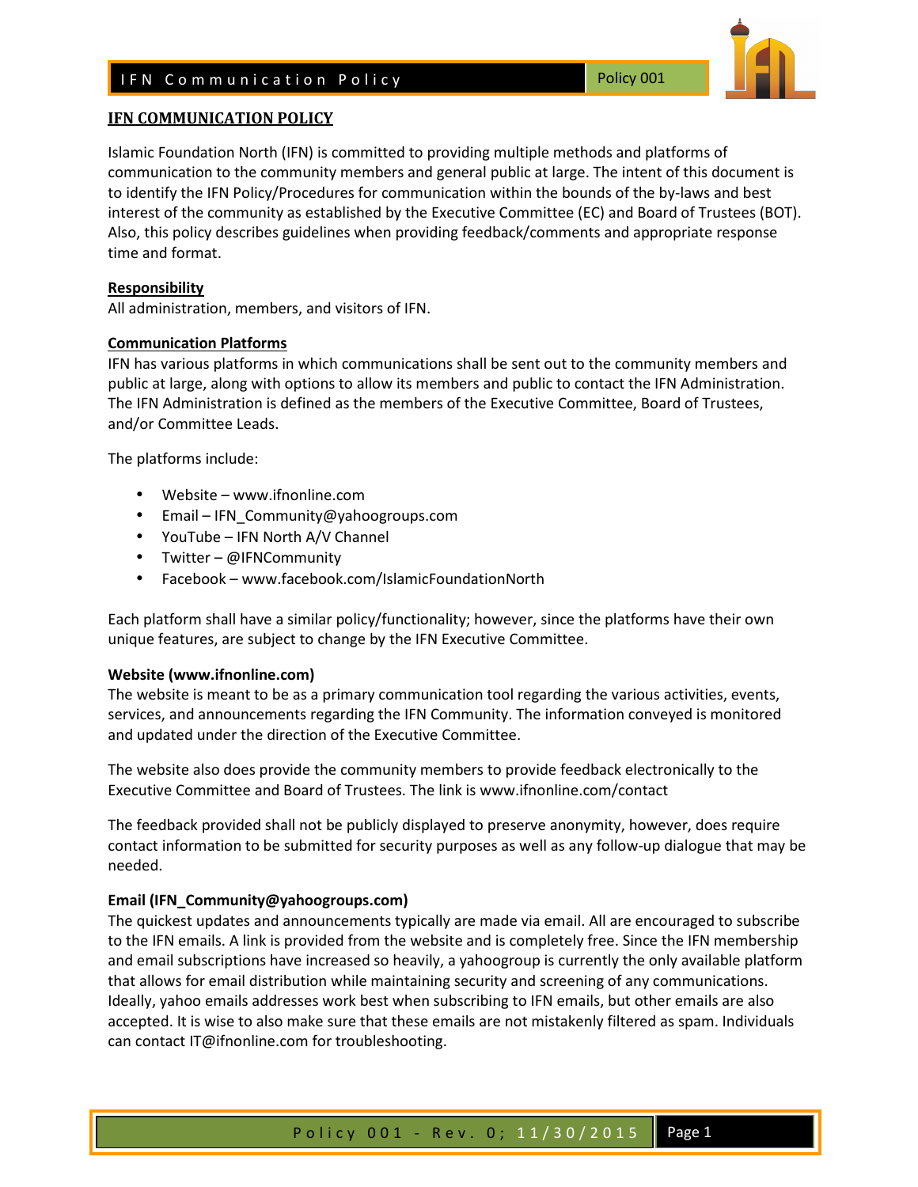# IFN COMMUNICATION POLICY

Islamic Foundation North (IFN) is committed to providing multiple methods and platforms of communication to the community members and general public at large. The intent of this document is to identify the IFN Policy/Procedures for communication within the bounds of the by-laws and best interest of the community as established by the Executive Committee (EC) and Board of Trustees (BOT). Also, this policy describes guidelines when providing feedback/comments and appropriate response time and format.

## Responsibility

All administration, members, and visitors of IFN.

## Communication Platforms

IFN has various platforms in which communications shall be sent out to the community members and public at large, along with options to allow its members and public to contact the IFN Administration. The IFN Administration is defined as the members of the Executive Committee, Board of Trustees, and/or Committee Leads.

The platforms include:

- Website – www.ifnonline.com
- Email – IFN_Community@yahoogroups.com
- YouTube – IFN North A/V Channel
- Twitter – @IFNCommunity
- Facebook – www.facebook.com/IslamicFoundationNorth

Each platform shall have a similar policy/functionality; however, since the platforms have their own unique features, are subject to change by the IFN Executive Committee.

### Website (www.ifnonline.com)

The website is meant to be as a primary communication tool regarding the various activities, events, services, and announcements regarding the IFN Community. The information conveyed is monitored and updated under the direction of the Executive Committee.

The website also does provide the community members to provide feedback electronically to the Executive Committee and Board of Trustees. The link is www.ifnonline.com/contact

The feedback provided shall not be publicly displayed to preserve anonymity, however, does require contact information to be submitted for security purposes as well as any follow-up dialogue that may be needed.

### Email (IFN_Community@yahoogroups.com)

The quickest updates and announcements typically are made via email. All are encouraged to subscribe to the IFN emails. A link is provided from the website and is completely free. Since the IFN membership and email subscriptions have increased so heavily, a yahoogroup is currently the only available platform that allows for email distribution while maintaining security and screening of any communications. Ideally, yahoo emails addresses work best when subscribing to IFN emails, but other emails are also accepted. It is wise to also make sure that these emails are not mistakenly filtered as spam. Individuals can contact IT@ifnonline.com for troubleshooting.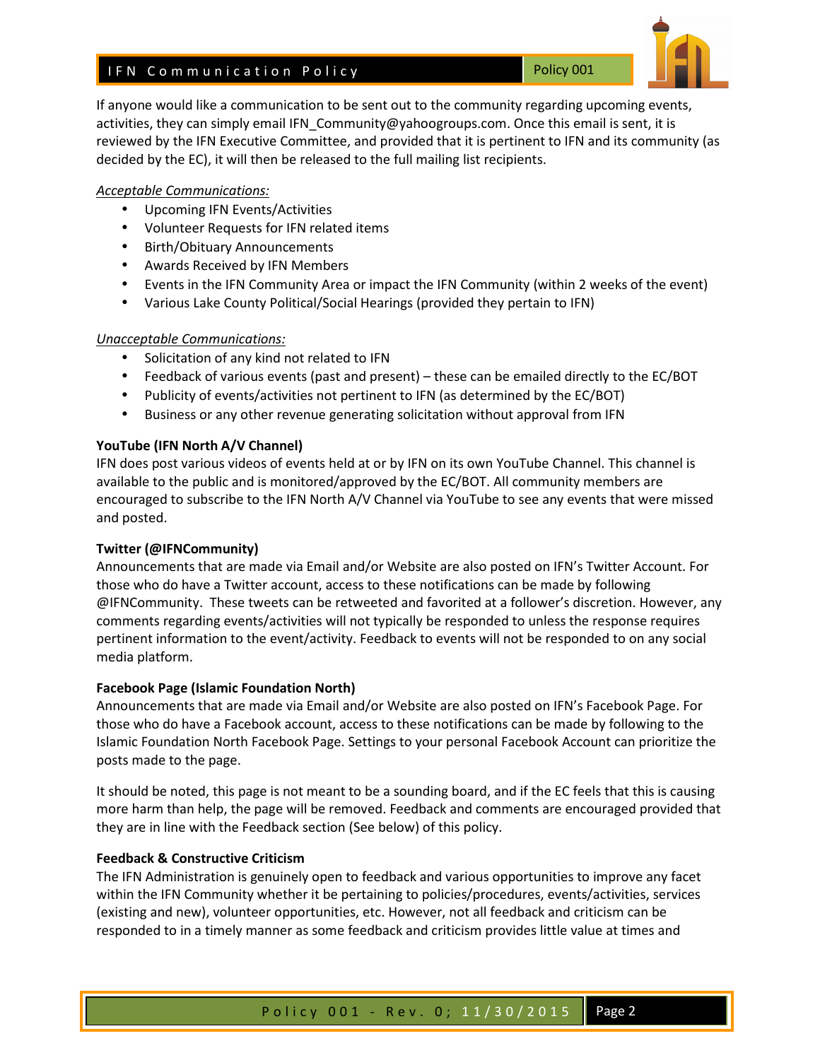If anyone would like a communication to be sent out to the community regarding upcoming events, activities, they can simply email IFN_Community@yahoogroups.com. Once this email is sent, it is reviewed by the IFN Executive Committee, and provided that it is pertinent to IFN and its community (as decided by the EC), it will then be released to the full mailing list recipients.

*Acceptable Communications:*

- Upcoming IFN Events/Activities
- Volunteer Requests for IFN related items
- Birth/Obituary Announcements
- Awards Received by IFN Members
- Events in the IFN Community Area or impact the IFN Community (within 2 weeks of the event)
- Various Lake County Political/Social Hearings (provided they pertain to IFN)

*Unacceptable Communications:*

- Solicitation of any kind not related to IFN
- Feedback of various events (past and present) – these can be emailed directly to the EC/BOT
- Publicity of events/activities not pertinent to IFN (as determined by the EC/BOT)
- Business or any other revenue generating solicitation without approval from IFN

**YouTube (IFN North A/V Channel)**

IFN does post various videos of events held at or by IFN on its own YouTube Channel. This channel is available to the public and is monitored/approved by the EC/BOT. All community members are encouraged to subscribe to the IFN North A/V Channel via YouTube to see any events that were missed and posted.

**Twitter (@IFNCommunity)**

Announcements that are made via Email and/or Website are also posted on IFN's Twitter Account. For those who do have a Twitter account, access to these notifications can be made by following @IFNCommunity. These tweets can be retweeted and favorited at a follower's discretion. However, any comments regarding events/activities will not typically be responded to unless the response requires pertinent information to the event/activity. Feedback to events will not be responded to on any social media platform.

**Facebook Page (Islamic Foundation North)**

Announcements that are made via Email and/or Website are also posted on IFN's Facebook Page. For those who do have a Facebook account, access to these notifications can be made by following to the Islamic Foundation North Facebook Page. Settings to your personal Facebook Account can prioritize the posts made to the page.

It should be noted, this page is not meant to be a sounding board, and if the EC feels that this is causing more harm than help, the page will be removed. Feedback and comments are encouraged provided that they are in line with the Feedback section (See below) of this policy.

**Feedback & Constructive Criticism**

The IFN Administration is genuinely open to feedback and various opportunities to improve any facet within the IFN Community whether it be pertaining to policies/procedures, events/activities, services (existing and new), volunteer opportunities, etc. However, not all feedback and criticism can be responded to in a timely manner as some feedback and criticism provides little value at times and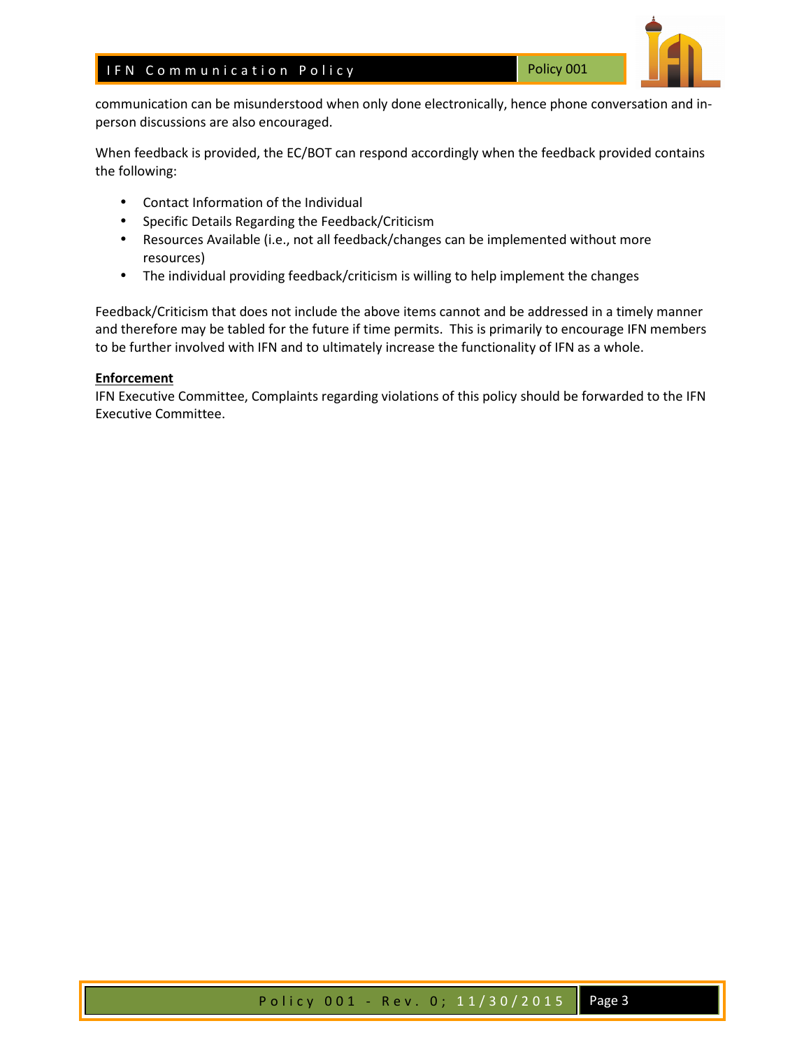communication can be misunderstood when only done electronically, hence phone conversation and in-person discussions are also encouraged.

When feedback is provided, the EC/BOT can respond accordingly when the feedback provided contains the following:

- Contact Information of the Individual
- Specific Details Regarding the Feedback/Criticism
- Resources Available (i.e., not all feedback/changes can be implemented without more resources)
- The individual providing feedback/criticism is willing to help implement the changes

Feedback/Criticism that does not include the above items cannot and be addressed in a timely manner and therefore may be tabled for the future if time permits. This is primarily to encourage IFN members to be further involved with IFN and to ultimately increase the functionality of IFN as a whole.

**Enforcement**

IFN Executive Committee, Complaints regarding violations of this policy should be forwarded to the IFN Executive Committee.